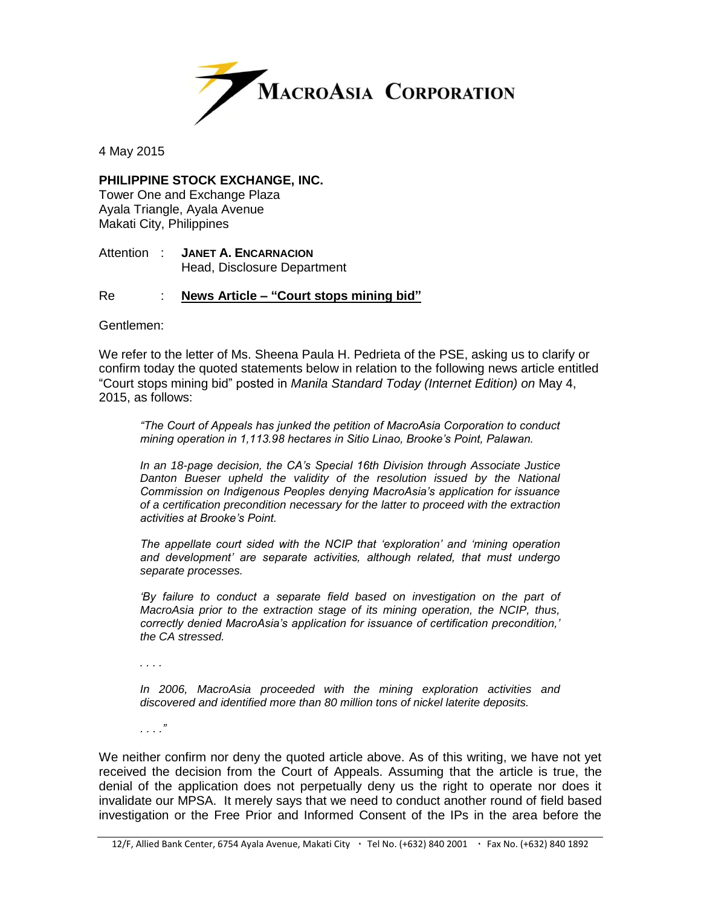**MACROASIA CORPORATION**

4 May 2015

**PHILIPPINE STOCK EXCHANGE, INC.**
Tower One and Exchange Plaza
Ayala Triangle, Ayala Avenue
Makati City, Philippines

Attention : **JANET A. ENCARNACION**
Head, Disclosure Department

Re : **News Article – "Court stops mining bid"**

Gentlemen:

We refer to the letter of Ms. Sheena Paula H. Pedrieta of the PSE, asking us to clarify or confirm today the quoted statements below in relation to the following news article entitled "Court stops mining bid" posted in *Manila Standard Today (Internet Edition) on* May 4, 2015, as follows:

> *"The Court of Appeals has junked the petition of MacroAsia Corporation to conduct mining operation in 1,113.98 hectares in Sitio Linao, Brooke's Point, Palawan.*
>
> *In an 18-page decision, the CA's Special 16th Division through Associate Justice Danton Bueser upheld the validity of the resolution issued by the National Commission on Indigenous Peoples denying MacroAsia's application for issuance of a certification precondition necessary for the latter to proceed with the extraction activities at Brooke's Point.*
>
> *The appellate court sided with the NCIP that 'exploration' and 'mining operation and development' are separate activities, although related, that must undergo separate processes.*
>
> *'By failure to conduct a separate field based on investigation on the part of MacroAsia prior to the extraction stage of its mining operation, the NCIP, thus, correctly denied MacroAsia's application for issuance of certification precondition,' the CA stressed.*
>
> *. . . .*
>
> *In 2006, MacroAsia proceeded with the mining exploration activities and discovered and identified more than 80 million tons of nickel laterite deposits.*
>
> *. . . ."*

We neither confirm nor deny the quoted article above. As of this writing, we have not yet received the decision from the Court of Appeals. Assuming that the article is true, the denial of the application does not perpetually deny us the right to operate nor does it invalidate our MPSA. It merely says that we need to conduct another round of field based investigation or the Free Prior and Informed Consent of the IPs in the area before the

12/F, Allied Bank Center, 6754 Ayala Avenue, Makati City · Tel No. (+632) 840 2001 · Fax No. (+632) 840 1892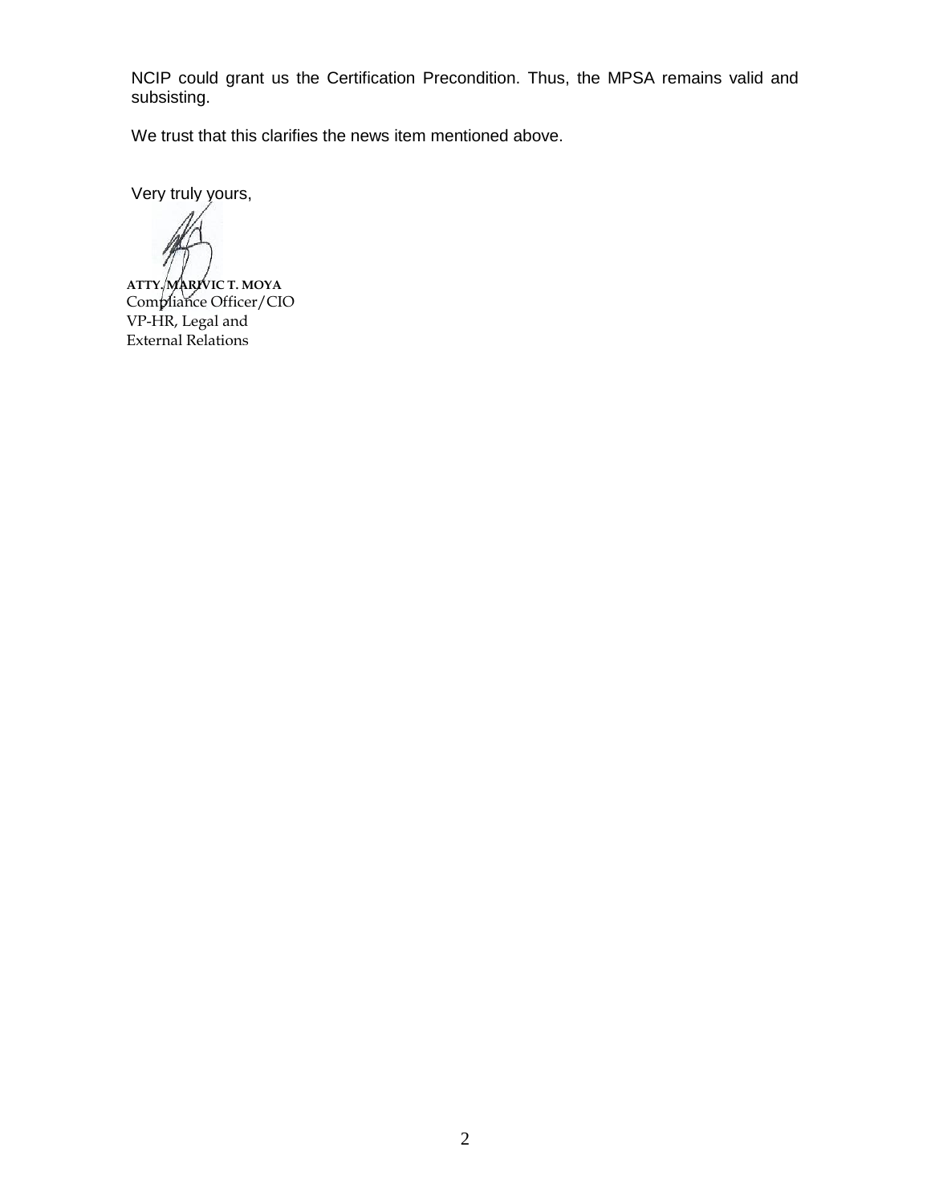NCIP could grant us the Certification Precondition. Thus, the MPSA remains valid and subsisting.

We trust that this clarifies the news item mentioned above.

Very truly yours,

**ATTY. MARIVIC T. MOYA**
Compliance Officer/CIO
VP-HR, Legal and
External Relations